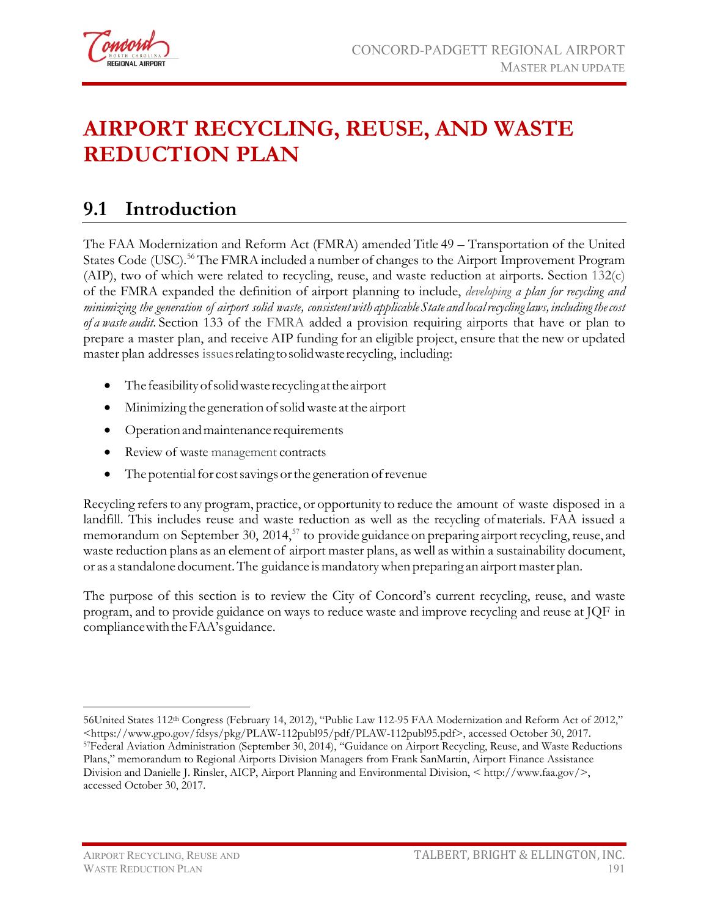# AIRPORT RECYCLING, REUSE, AND WASTE REDUCTION PLAN

## 9.1 Introduction

The FAA Modernization and Reform Act (FMRA) amended Title 49 – Transportation of the United States Code (USC).[56] The FMRA included a number of changes to the Airport Improvement Program (AIP), two of which were related to recycling, reuse, and waste reduction at airports. Section 132(c) of the FMRA expanded the definition of airport planning to include, *developing a plan for recycling and minimizing the generation of airport solid waste, consistent with applicable State and local recycling laws, including the cost of a waste audit.* Section 133 of the FMRA added a provision requiring airports that have or plan to prepare a master plan, and receive AIP funding for an eligible project, ensure that the new or updated master plan addresses issues relating to solid waste recycling, including:

- The feasibility of solid waste recycling at the airport
- Minimizing the generation of solid waste at the airport
- Operation and maintenance requirements
- Review of waste management contracts
- The potential for cost savings or the generation of revenue

Recycling refers to any program, practice, or opportunity to reduce the amount of waste disposed in a landfill. This includes reuse and waste reduction as well as the recycling of materials. FAA issued a memorandum on September 30, 2014,[57] to provide guidance on preparing airport recycling, reuse, and waste reduction plans as an element of airport master plans, as well as within a sustainability document, or as a standalone document. The guidance is mandatory when preparing an airport master plan.

The purpose of this section is to review the City of Concord's current recycling, reuse, and waste program, and to provide guidance on ways to reduce waste and improve recycling and reuse at JQF in compliance with the FAA's guidance.

---

56United States 112th Congress (February 14, 2012), "Public Law 112-95 FAA Modernization and Reform Act of 2012," <https://www.gpo.gov/fdsys/pkg/PLAW-112publ95/pdf/PLAW-112publ95.pdf>, accessed October 30, 2017.

57Federal Aviation Administration (September 30, 2014), "Guidance on Airport Recycling, Reuse, and Waste Reductions Plans," memorandum to Regional Airports Division Managers from Frank SanMartin, Airport Finance Assistance Division and Danielle J. Rinsler, AICP, Airport Planning and Environmental Division, < http://www.faa.gov/>, accessed October 30, 2017.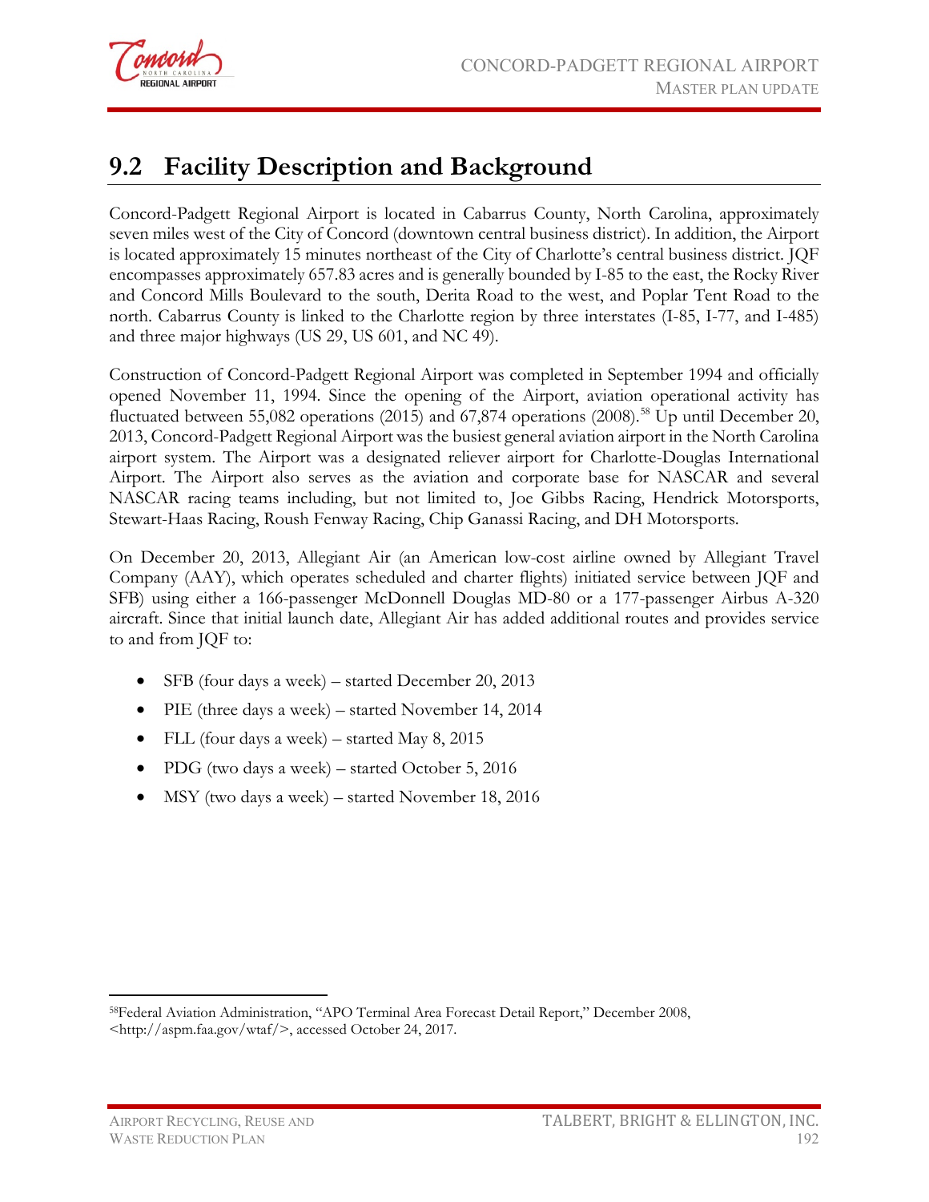## 9.2 Facility Description and Background

Concord-Padgett Regional Airport is located in Cabarrus County, North Carolina, approximately seven miles west of the City of Concord (downtown central business district). In addition, the Airport is located approximately 15 minutes northeast of the City of Charlotte's central business district. JQF encompasses approximately 657.83 acres and is generally bounded by I-85 to the east, the Rocky River and Concord Mills Boulevard to the south, Derita Road to the west, and Poplar Tent Road to the north. Cabarrus County is linked to the Charlotte region by three interstates (I-85, I-77, and I-485) and three major highways (US 29, US 601, and NC 49).

Construction of Concord-Padgett Regional Airport was completed in September 1994 and officially opened November 11, 1994. Since the opening of the Airport, aviation operational activity has fluctuated between 55,082 operations (2015) and 67,874 operations (2008).[58] Up until December 20, 2013, Concord-Padgett Regional Airport was the busiest general aviation airport in the North Carolina airport system. The Airport was a designated reliever airport for Charlotte-Douglas International Airport. The Airport also serves as the aviation and corporate base for NASCAR and several NASCAR racing teams including, but not limited to, Joe Gibbs Racing, Hendrick Motorsports, Stewart-Haas Racing, Roush Fenway Racing, Chip Ganassi Racing, and DH Motorsports.

On December 20, 2013, Allegiant Air (an American low-cost airline owned by Allegiant Travel Company (AAY), which operates scheduled and charter flights) initiated service between JQF and SFB) using either a 166-passenger McDonnell Douglas MD-80 or a 177-passenger Airbus A-320 aircraft. Since that initial launch date, Allegiant Air has added additional routes and provides service to and from JQF to:

- SFB (four days a week) – started December 20, 2013
- PIE (three days a week) – started November 14, 2014
- FLL (four days a week) – started May 8, 2015
- PDG (two days a week) – started October 5, 2016
- MSY (two days a week) – started November 18, 2016

---

[58] Federal Aviation Administration, "APO Terminal Area Forecast Detail Report," December 2008, <http://aspm.faa.gov/wtaf/>, accessed October 24, 2017.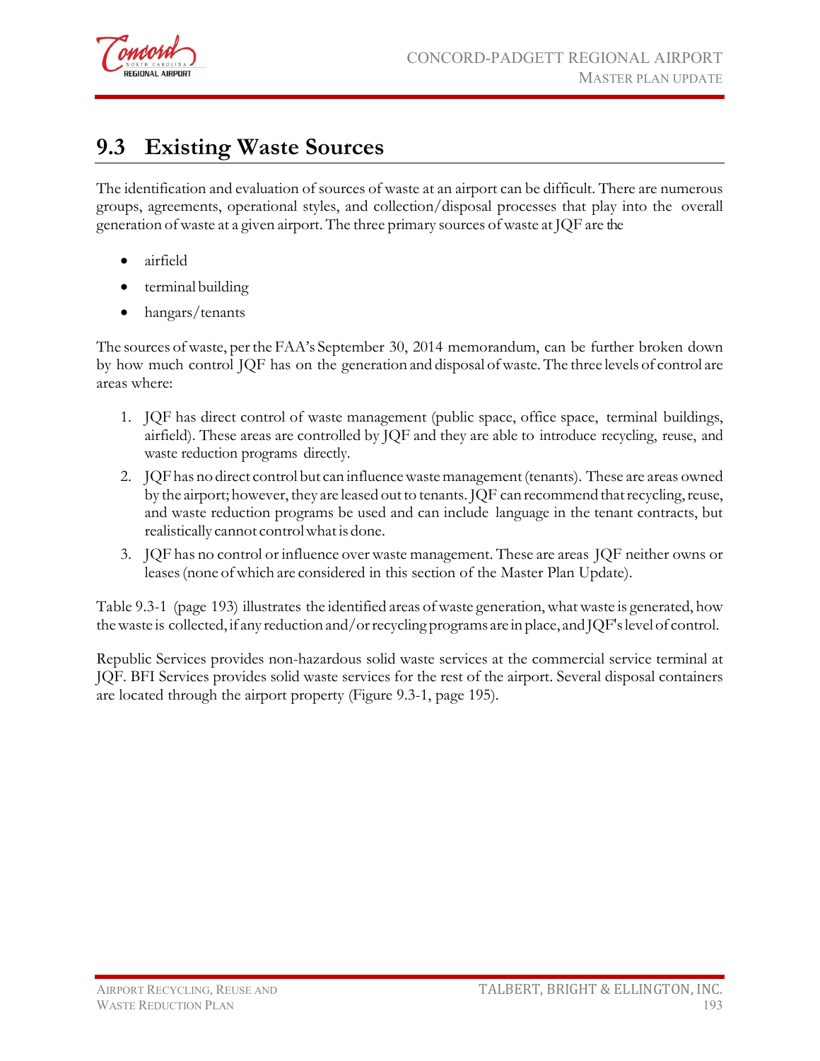## 9.3 Existing Waste Sources

The identification and evaluation of sources of waste at an airport can be difficult. There are numerous groups, agreements, operational styles, and collection/disposal processes that play into the overall generation of waste at a given airport. The three primary sources of waste at JQF are the

- airfield
- terminal building
- hangars/tenants

The sources of waste, per the FAA's September 30, 2014 memorandum, can be further broken down by how much control JQF has on the generation and disposal of waste. The three levels of control are areas where:

1. JQF has direct control of waste management (public space, office space, terminal buildings, airfield). These areas are controlled by JQF and they are able to introduce recycling, reuse, and waste reduction programs directly.
2. JQF has no direct control but can influence waste management (tenants). These are areas owned by the airport; however, they are leased out to tenants. JQF can recommend that recycling, reuse, and waste reduction programs be used and can include language in the tenant contracts, but realistically cannot control what is done.
3. JQF has no control or influence over waste management. These are areas JQF neither owns or leases (none of which are considered in this section of the Master Plan Update).

Table 9.3-1 (page 193) illustrates the identified areas of waste generation, what waste is generated, how the waste is collected, if any reduction and/or recycling programs are in place, and JQF's level of control.

Republic Services provides non-hazardous solid waste services at the commercial service terminal at JQF. BFI Services provides solid waste services for the rest of the airport. Several disposal containers are located through the airport property (Figure 9.3-1, page 195).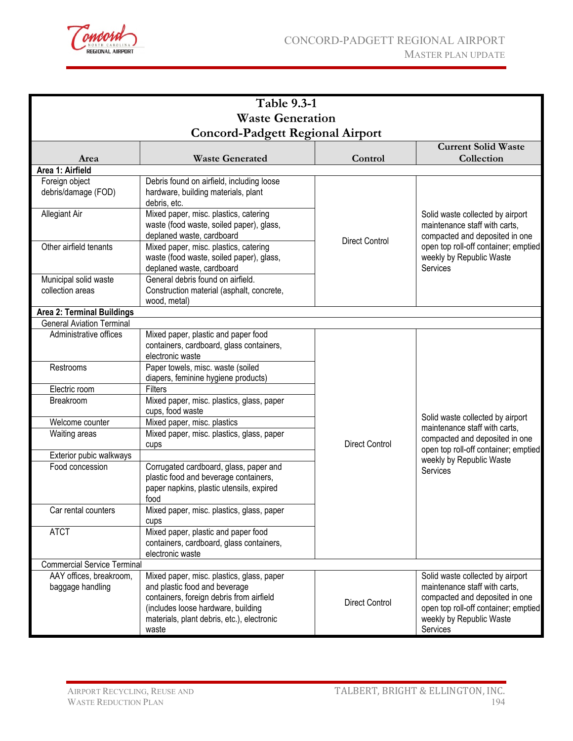**Table 9.3-1**
**Waste Generation**
**Concord-Padgett Regional Airport**

| Area | Waste Generated | Control | Current Solid Waste Collection |
|---|---|---|---|
| **Area 1: Airfield** | | | |
| Foreign object debris/damage (FOD) | Debris found on airfield, including loose hardware, building materials, plant debris, etc. | Direct Control | Solid waste collected by airport maintenance staff with carts, compacted and deposited in one open top roll-off container; emptied weekly by Republic Waste Services |
| Allegiant Air | Mixed paper, misc. plastics, catering waste (food waste, soiled paper), glass, deplaned waste, cardboard | | |
| Other airfield tenants | Mixed paper, misc. plastics, catering waste (food waste, soiled paper), glass, deplaned waste, cardboard | | |
| Municipal solid waste collection areas | General debris found on airfield. Construction material (asphalt, concrete, wood, metal) | | |
| **Area 2: Terminal Buildings** | | | |
| General Aviation Terminal | | | |
| Administrative offices | Mixed paper, plastic and paper food containers, cardboard, glass containers, electronic waste | Direct Control | Solid waste collected by airport maintenance staff with carts, compacted and deposited in one open top roll-off container; emptied weekly by Republic Waste Services |
| Restrooms | Paper towels, misc. waste (soiled diapers, feminine hygiene products) | | |
| Electric room | Filters | | |
| Breakroom | Mixed paper, misc. plastics, glass, paper cups, food waste | | |
| Welcome counter | Mixed paper, misc. plastics | | |
| Waiting areas | Mixed paper, misc. plastics, glass, paper cups | | |
| Exterior pubic walkways | | | |
| Food concession | Corrugated cardboard, glass, paper and plastic food and beverage containers, paper napkins, plastic utensils, expired food | | |
| Car rental counters | Mixed paper, misc. plastics, glass, paper cups | | |
| ATCT | Mixed paper, plastic and paper food containers, cardboard, glass containers, electronic waste | | |
| Commercial Service Terminal | | | |
| AAY offices, breakroom, baggage handling | Mixed paper, misc. plastics, glass, paper and plastic food and beverage containers, foreign debris from airfield (includes loose hardware, building materials, plant debris, etc.), electronic waste | Direct Control | Solid waste collected by airport maintenance staff with carts, compacted and deposited in one open top roll-off container; emptied weekly by Republic Waste Services |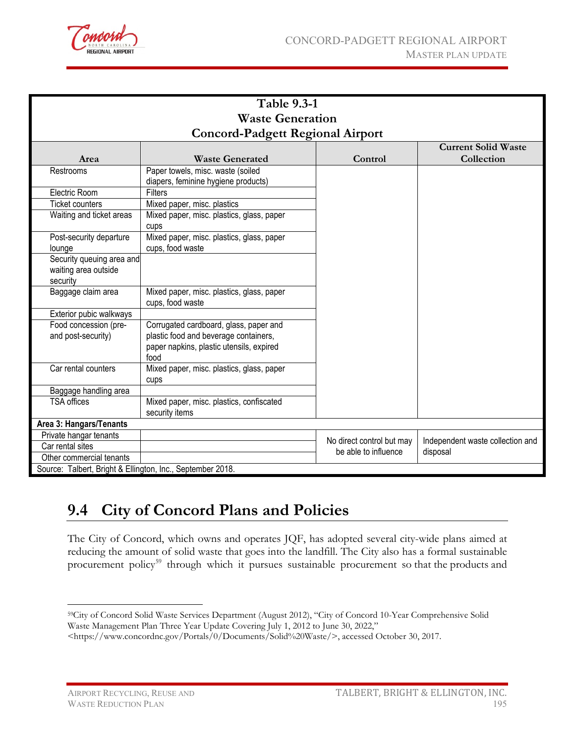**Table 9.3-1**
**Waste Generation**
**Concord-Padgett Regional Airport**

| Area | Waste Generated | Control | Current Solid Waste Collection |
|---|---|---|---|
| Restrooms | Paper towels, misc. waste (soiled diapers, feminine hygiene products) | | |
| Electric Room | Filters | | |
| Ticket counters | Mixed paper, misc. plastics | | |
| Waiting and ticket areas | Mixed paper, misc. plastics, glass, paper cups | | |
| Post-security departure lounge | Mixed paper, misc. plastics, glass, paper cups, food waste | | |
| Security queuing area and waiting area outside security | | | |
| Baggage claim area | Mixed paper, misc. plastics, glass, paper cups, food waste | | |
| Exterior pubic walkways | | | |
| Food concession (pre- and post-security) | Corrugated cardboard, glass, paper and plastic food and beverage containers, paper napkins, plastic utensils, expired food | | |
| Car rental counters | Mixed paper, misc. plastics, glass, paper cups | | |
| Baggage handling area | | | |
| TSA offices | Mixed paper, misc. plastics, confiscated security items | | |
| **Area 3: Hangars/Tenants** | | | |
| Private hangar tenants | | No direct control but may be able to influence | Independent waste collection and disposal |
| Car rental sites | | | |
| Other commercial tenants | | | |
| Source: Talbert, Bright & Ellington, Inc., September 2018. | | | |

## 9.4 City of Concord Plans and Policies

The City of Concord, which owns and operates JQF, has adopted several city-wide plans aimed at reducing the amount of solid waste that goes into the landfill. The City also has a formal sustainable procurement policy[59] through which it pursues sustainable procurement so that the products and

[59]City of Concord Solid Waste Services Department (August 2012), "City of Concord 10-Year Comprehensive Solid Waste Management Plan Three Year Update Covering July 1, 2012 to June 30, 2022," <https://www.concordnc.gov/Portals/0/Documents/Solid%20Waste/>, accessed October 30, 2017.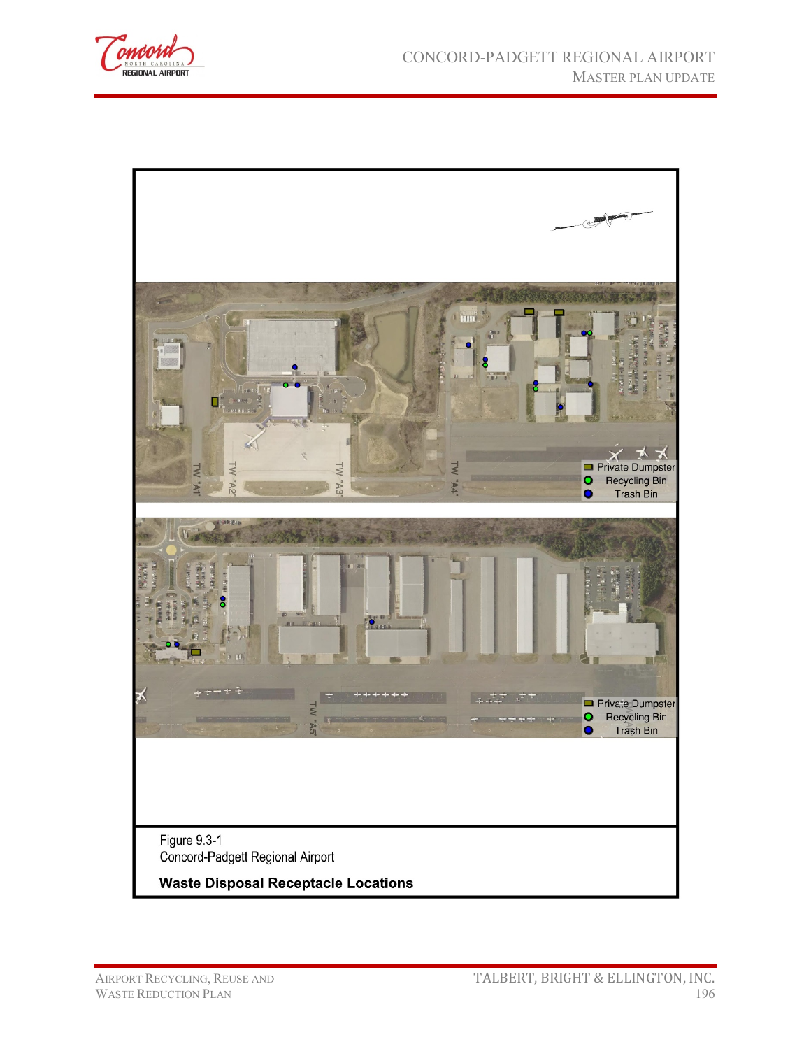Figure 9.3-1
Concord-Padgett Regional Airport

**Waste Disposal Receptacle Locations**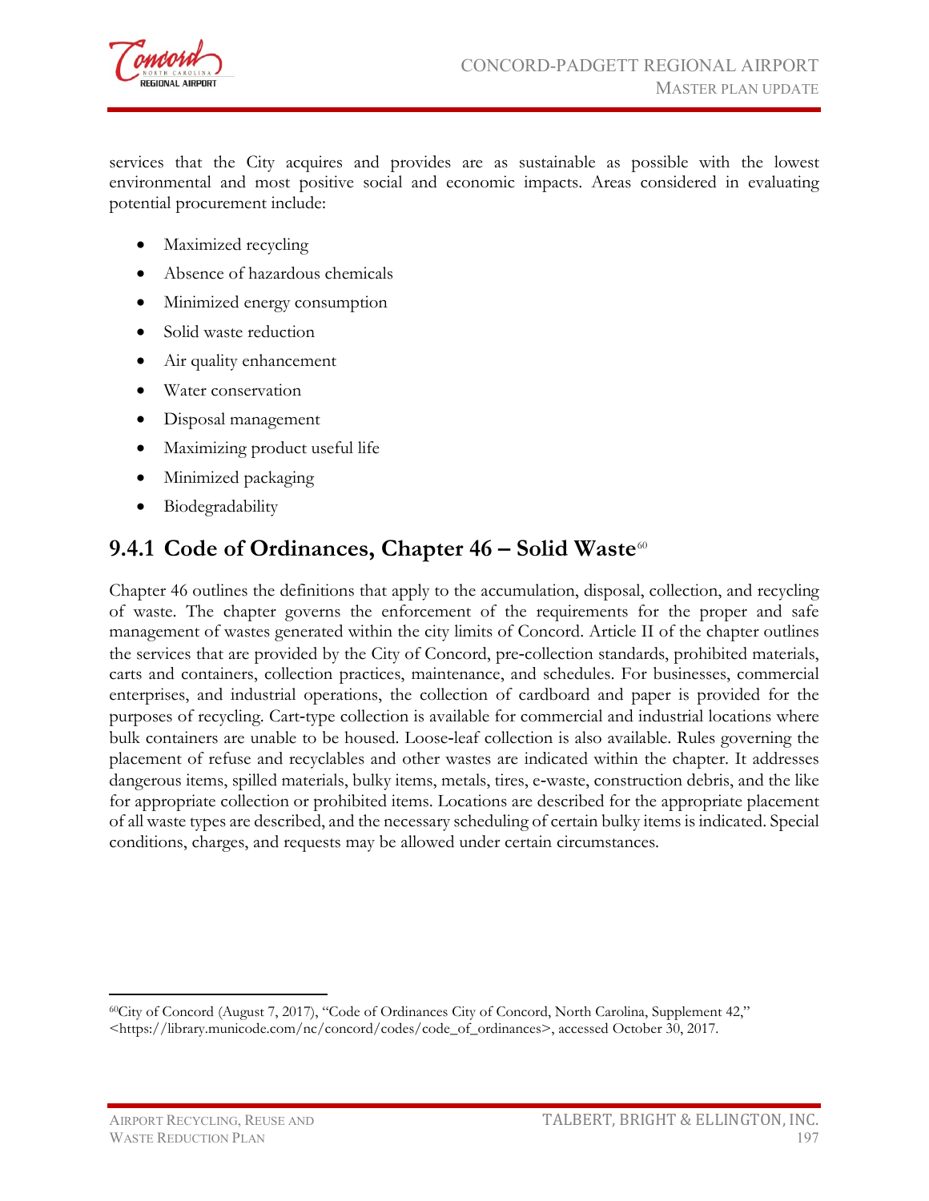services that the City acquires and provides are as sustainable as possible with the lowest environmental and most positive social and economic impacts. Areas considered in evaluating potential procurement include:

- Maximized recycling
- Absence of hazardous chemicals
- Minimized energy consumption
- Solid waste reduction
- Air quality enhancement
- Water conservation
- Disposal management
- Maximizing product useful life
- Minimized packaging
- Biodegradability

### 9.4.1 Code of Ordinances, Chapter 46 – Solid Waste[60]

Chapter 46 outlines the definitions that apply to the accumulation, disposal, collection, and recycling of waste. The chapter governs the enforcement of the requirements for the proper and safe management of wastes generated within the city limits of Concord. Article II of the chapter outlines the services that are provided by the City of Concord, pre-collection standards, prohibited materials, carts and containers, collection practices, maintenance, and schedules. For businesses, commercial enterprises, and industrial operations, the collection of cardboard and paper is provided for the purposes of recycling. Cart-type collection is available for commercial and industrial locations where bulk containers are unable to be housed. Loose-leaf collection is also available. Rules governing the placement of refuse and recyclables and other wastes are indicated within the chapter. It addresses dangerous items, spilled materials, bulky items, metals, tires, e-waste, construction debris, and the like for appropriate collection or prohibited items. Locations are described for the appropriate placement of all waste types are described, and the necessary scheduling of certain bulky items is indicated. Special conditions, charges, and requests may be allowed under certain circumstances.

---

[60]City of Concord (August 7, 2017), "Code of Ordinances City of Concord, North Carolina, Supplement 42," <https://library.municode.com/nc/concord/codes/code_of_ordinances>, accessed October 30, 2017.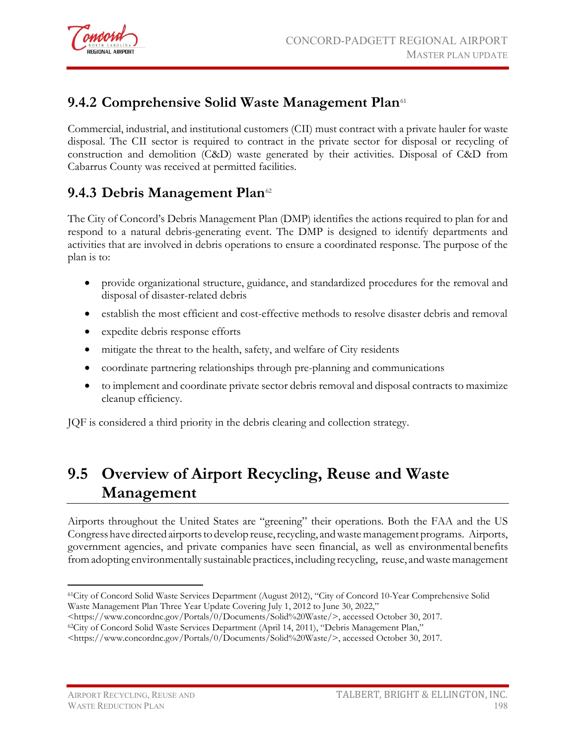### 9.4.2 Comprehensive Solid Waste Management Plan[61]

Commercial, industrial, and institutional customers (CII) must contract with a private hauler for waste disposal. The CII sector is required to contract in the private sector for disposal or recycling of construction and demolition (C&D) waste generated by their activities. Disposal of C&D from Cabarrus County was received at permitted facilities.

### 9.4.3 Debris Management Plan[62]

The City of Concord's Debris Management Plan (DMP) identifies the actions required to plan for and respond to a natural debris-generating event. The DMP is designed to identify departments and activities that are involved in debris operations to ensure a coordinated response. The purpose of the plan is to:

- provide organizational structure, guidance, and standardized procedures for the removal and disposal of disaster-related debris
- establish the most efficient and cost-effective methods to resolve disaster debris and removal
- expedite debris response efforts
- mitigate the threat to the health, safety, and welfare of City residents
- coordinate partnering relationships through pre-planning and communications
- to implement and coordinate private sector debris removal and disposal contracts to maximize cleanup efficiency.

JQF is considered a third priority in the debris clearing and collection strategy.

## 9.5 Overview of Airport Recycling, Reuse and Waste Management

Airports throughout the United States are "greening" their operations. Both the FAA and the US Congress have directed airports to develop reuse, recycling, and waste management programs. Airports, government agencies, and private companies have seen financial, as well as environmental benefits from adopting environmentally sustainable practices, including recycling, reuse, and waste management

---

[61] City of Concord Solid Waste Services Department (August 2012), "City of Concord 10-Year Comprehensive Solid Waste Management Plan Three Year Update Covering July 1, 2012 to June 30, 2022," <https://www.concordnc.gov/Portals/0/Documents/Solid%20Waste/>, accessed October 30, 2017.

[62] City of Concord Solid Waste Services Department (April 14, 2011), "Debris Management Plan," <https://www.concordnc.gov/Portals/0/Documents/Solid%20Waste/>, accessed October 30, 2017.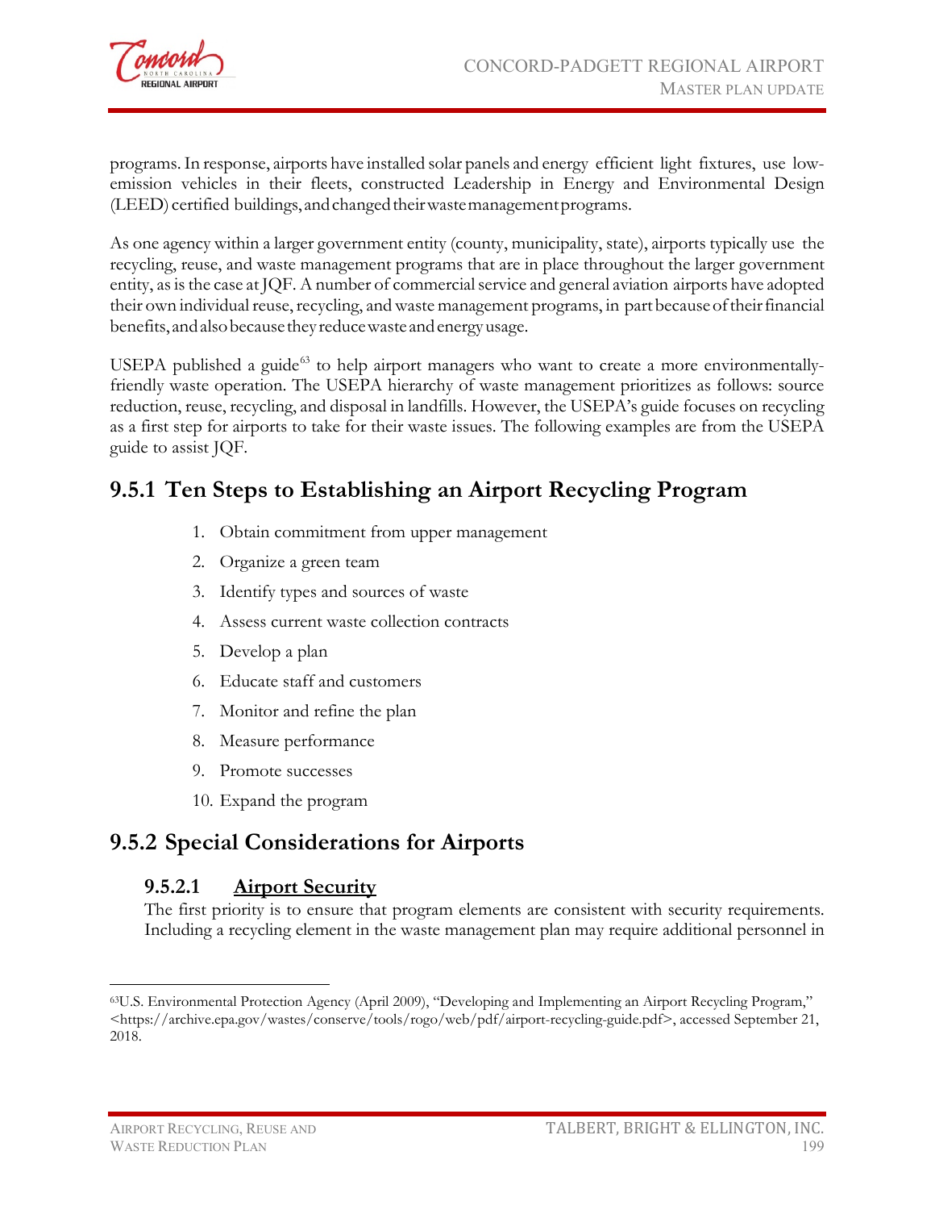programs. In response, airports have installed solar panels and energy efficient light fixtures, use low-emission vehicles in their fleets, constructed Leadership in Energy and Environmental Design (LEED) certified buildings, and changed their waste management programs.

As one agency within a larger government entity (county, municipality, state), airports typically use the recycling, reuse, and waste management programs that are in place throughout the larger government entity, as is the case at JQF. A number of commercial service and general aviation airports have adopted their own individual reuse, recycling, and waste management programs, in part because of their financial benefits, and also because they reduce waste and energy usage.

USEPA published a guide[63] to help airport managers who want to create a more environmentally-friendly waste operation. The USEPA hierarchy of waste management prioritizes as follows: source reduction, reuse, recycling, and disposal in landfills. However, the USEPA's guide focuses on recycling as a first step for airports to take for their waste issues. The following examples are from the USEPA guide to assist JQF.

## 9.5.1 Ten Steps to Establishing an Airport Recycling Program

1. Obtain commitment from upper management
2. Organize a green team
3. Identify types and sources of waste
4. Assess current waste collection contracts
5. Develop a plan
6. Educate staff and customers
7. Monitor and refine the plan
8. Measure performance
9. Promote successes
10. Expand the program

## 9.5.2 Special Considerations for Airports

### 9.5.2.1 Airport Security

The first priority is to ensure that program elements are consistent with security requirements. Including a recycling element in the waste management plan may require additional personnel in

[63] U.S. Environmental Protection Agency (April 2009), "Developing and Implementing an Airport Recycling Program," <https://archive.epa.gov/wastes/conserve/tools/rogo/web/pdf/airport-recycling-guide.pdf>, accessed September 21, 2018.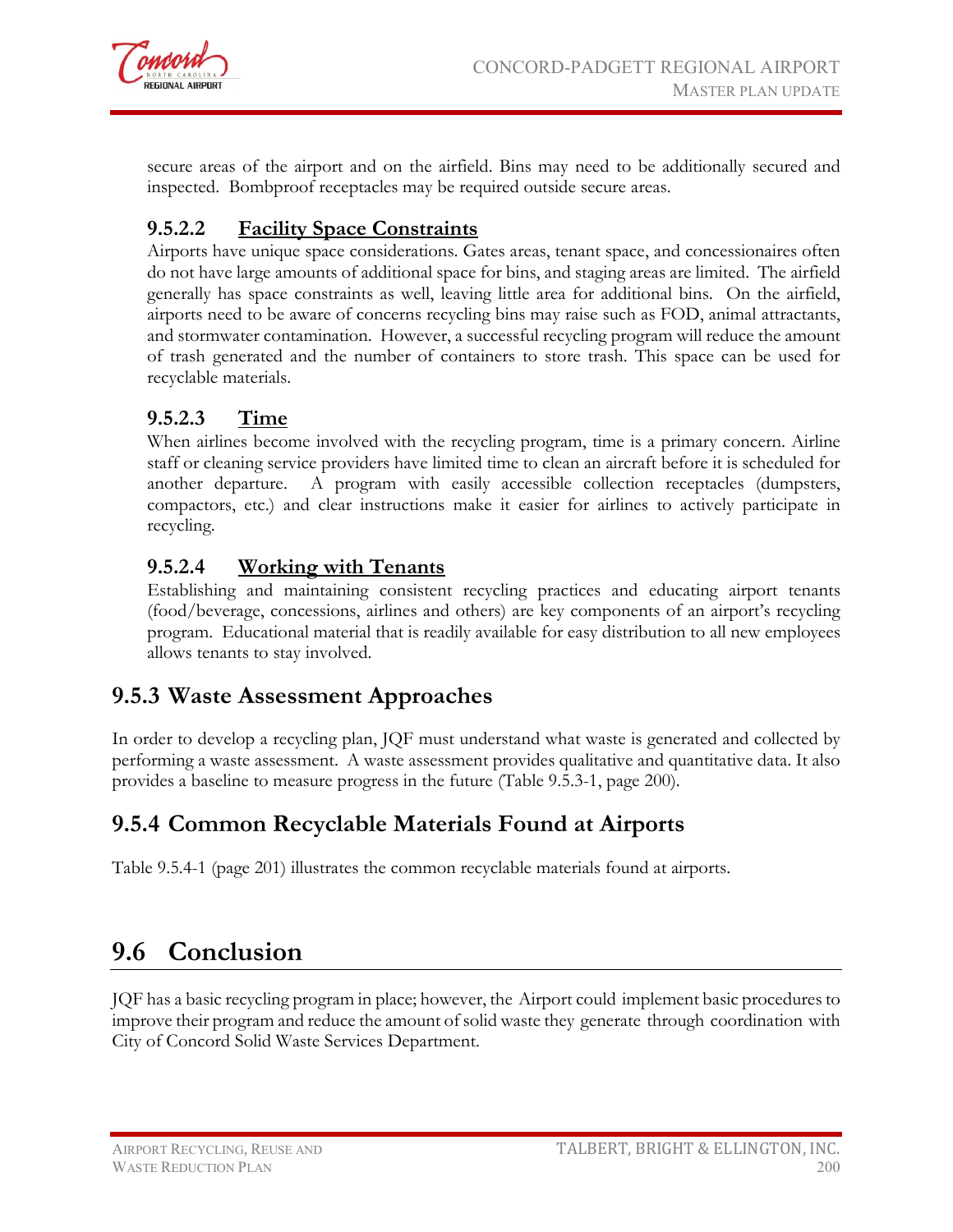secure areas of the airport and on the airfield. Bins may need to be additionally secured and inspected. Bombproof receptacles may be required outside secure areas.

#### 9.5.2.2 Facility Space Constraints

Airports have unique space considerations. Gates areas, tenant space, and concessionaires often do not have large amounts of additional space for bins, and staging areas are limited. The airfield generally has space constraints as well, leaving little area for additional bins. On the airfield, airports need to be aware of concerns recycling bins may raise such as FOD, animal attractants, and stormwater contamination. However, a successful recycling program will reduce the amount of trash generated and the number of containers to store trash. This space can be used for recyclable materials.

#### 9.5.2.3 Time

When airlines become involved with the recycling program, time is a primary concern. Airline staff or cleaning service providers have limited time to clean an aircraft before it is scheduled for another departure. A program with easily accessible collection receptacles (dumpsters, compactors, etc.) and clear instructions make it easier for airlines to actively participate in recycling.

#### 9.5.2.4 Working with Tenants

Establishing and maintaining consistent recycling practices and educating airport tenants (food/beverage, concessions, airlines and others) are key components of an airport's recycling program. Educational material that is readily available for easy distribution to all new employees allows tenants to stay involved.

### 9.5.3 Waste Assessment Approaches

In order to develop a recycling plan, JQF must understand what waste is generated and collected by performing a waste assessment. A waste assessment provides qualitative and quantitative data. It also provides a baseline to measure progress in the future (Table 9.5.3-1, page 200).

### 9.5.4 Common Recyclable Materials Found at Airports

Table 9.5.4-1 (page 201) illustrates the common recyclable materials found at airports.

## 9.6 Conclusion

JQF has a basic recycling program in place; however, the Airport could implement basic procedures to improve their program and reduce the amount of solid waste they generate through coordination with City of Concord Solid Waste Services Department.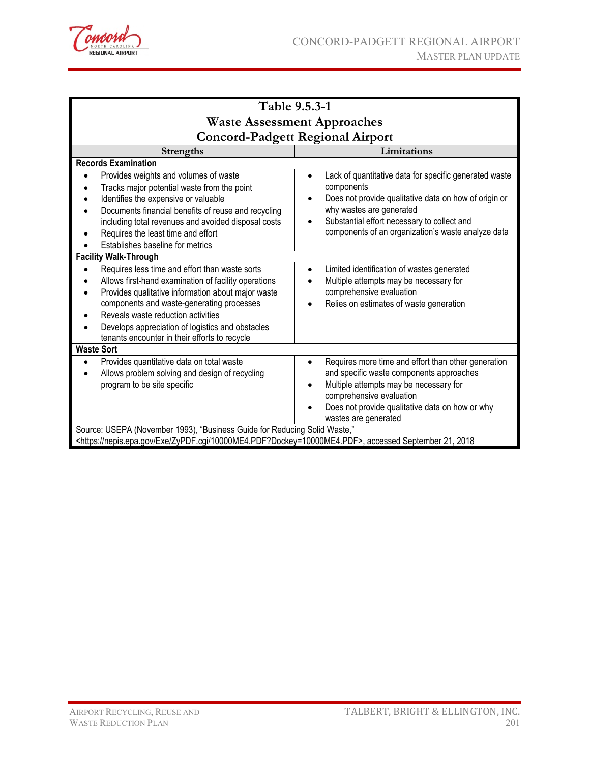**Table 9.5.3-1**
**Waste Assessment Approaches**
**Concord-Padgett Regional Airport**

| Strengths | Limitations |
|---|---|
| **Records Examination** | |
| • Provides weights and volumes of waste<br>• Tracks major potential waste from the point<br>• Identifies the expensive or valuable<br>• Documents financial benefits of reuse and recycling including total revenues and avoided disposal costs<br>• Requires the least time and effort<br>• Establishes baseline for metrics | • Lack of quantitative data for specific generated waste components<br>• Does not provide qualitative data on how of origin or why wastes are generated<br>• Substantial effort necessary to collect and components of an organization's waste analyze data |
| **Facility Walk-Through** | |
| • Requires less time and effort than waste sorts<br>• Allows first-hand examination of facility operations<br>• Provides qualitative information about major waste components and waste-generating processes<br>• Reveals waste reduction activities<br>• Develops appreciation of logistics and obstacles tenants encounter in their efforts to recycle | • Limited identification of wastes generated<br>• Multiple attempts may be necessary for comprehensive evaluation<br>• Relies on estimates of waste generation |
| **Waste Sort** | |
| • Provides quantitative data on total waste<br>• Allows problem solving and design of recycling program to be site specific | • Requires more time and effort than other generation and specific waste components approaches<br>• Multiple attempts may be necessary for comprehensive evaluation<br>• Does not provide qualitative data on how or why wastes are generated |

Source: USEPA (November 1993), "Business Guide for Reducing Solid Waste," <https://nepis.epa.gov/Exe/ZyPDF.cgi/10000ME4.PDF?Dockey=10000ME4.PDF>, accessed September 21, 2018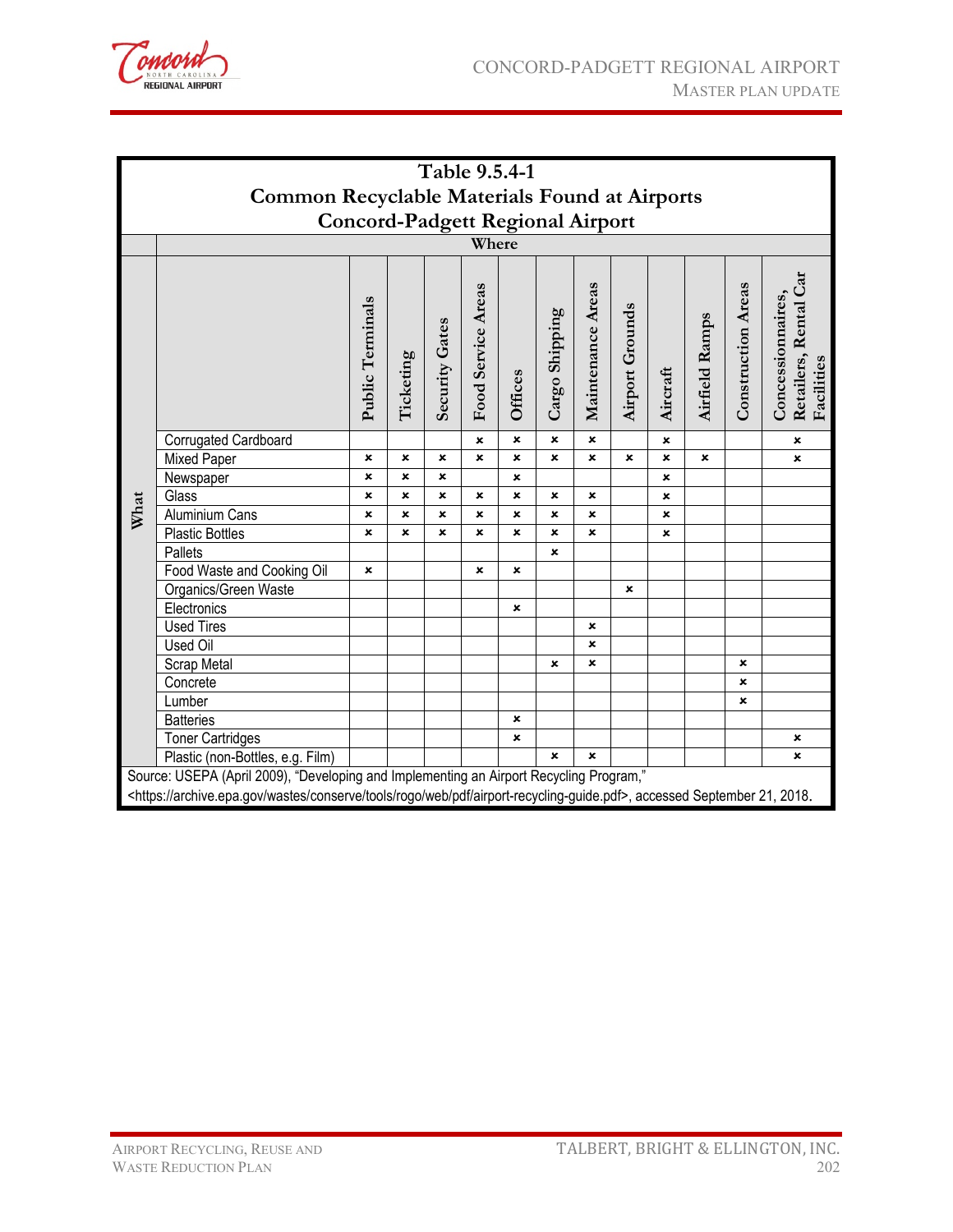**Table 9.5.4-1**
**Common Recyclable Materials Found at Airports**
**Concord-Padgett Regional Airport**

| What | Public Terminals | Ticketing | Security Gates | Food Service Areas | Offices | Cargo Shipping | Maintenance Areas | Airport Grounds | Aircraft | Airfield Ramps | Construction Areas | Concessionnaires, Retailers, Rental Car Facilities |
|---|---|---|---|---|---|---|---|---|---|---|---|---|
| Corrugated Cardboard | | | | × | × | × | × | | × | | | × |
| Mixed Paper | × | × | × | × | × | × | × | × | × | × | | × |
| Newspaper | × | × | × | | × | | | | × | | | |
| Glass | × | × | × | × | × | × | × | | × | | | |
| Aluminium Cans | × | × | × | × | × | × | × | | × | | | |
| Plastic Bottles | × | × | × | × | × | × | × | | × | | | |
| Pallets | | | | | | × | | | | | | |
| Food Waste and Cooking Oil | × | | | × | × | | | | | | | |
| Organics/Green Waste | | | | | | | | × | | | | |
| Electronics | | | | | × | | | | | | | |
| Used Tires | | | | | | | × | | | | | |
| Used Oil | | | | | | | × | | | | | |
| Scrap Metal | | | | | | × | × | | | | × | |
| Concrete | | | | | | | | | | | × | |
| Lumber | | | | | | | | | | | × | |
| Batteries | | | | | × | | | | | | | |
| Toner Cartridges | | | | | × | | | | | | | × |
| Plastic (non-Bottles, e.g. Film) | | | | | | × | × | | | | | × |

Source: USEPA (April 2009), "Developing and Implementing an Airport Recycling Program," <https://archive.epa.gov/wastes/conserve/tools/rogo/web/pdf/airport-recycling-guide.pdf>, accessed September 21, 2018.